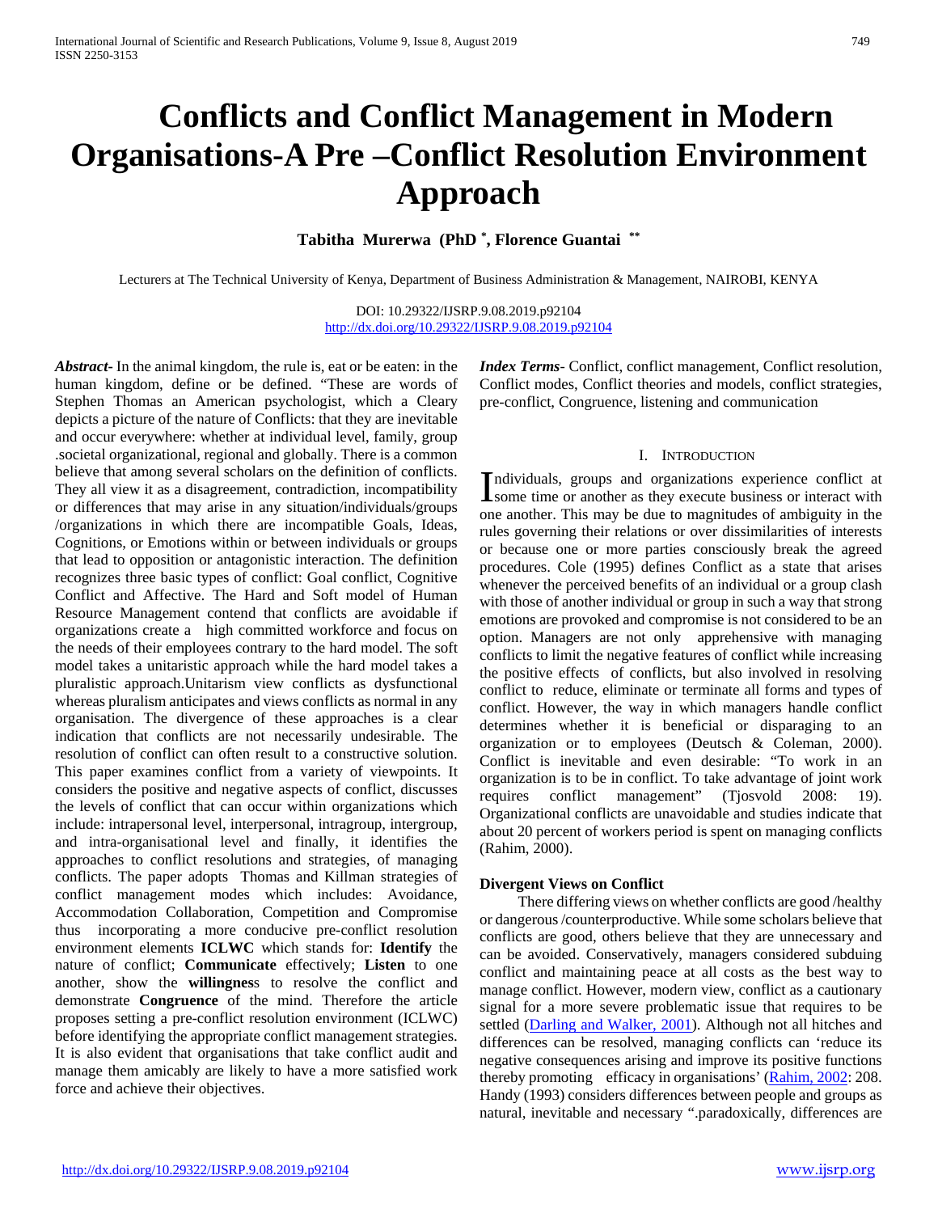# Conflicts and Conflict Management in Modern Organisations-A Pre –Conflict Resolution Environment Approach

**Tabitha Murerwa (PhD [*], Florence Guantai [**]**

Lecturers at The Technical University of Kenya, Department of Business Administration & Management, NAIROBI, KENYA

DOI: 10.29322/IJSRP.9.08.2019.p92104
http://dx.doi.org/10.29322/IJSRP.9.08.2019.p92104

***Abstract***- In the animal kingdom, the rule is, eat or be eaten: in the human kingdom, define or be defined. "These are words of Stephen Thomas an American psychologist, which a Cleary depicts a picture of the nature of Conflicts: that they are inevitable and occur everywhere: whether at individual level, family, group .societal organizational, regional and globally. There is a common believe that among several scholars on the definition of conflicts. They all view it as a disagreement, contradiction, incompatibility or differences that may arise in any situation/individuals/groups /organizations in which there are incompatible Goals, Ideas, Cognitions, or Emotions within or between individuals or groups that lead to opposition or antagonistic interaction. The definition recognizes three basic types of conflict: Goal conflict, Cognitive Conflict and Affective. The Hard and Soft model of Human Resource Management contend that conflicts are avoidable if organizations create a high committed workforce and focus on the needs of their employees contrary to the hard model. The soft model takes a unitaristic approach while the hard model takes a pluralistic approach.Unitarism view conflicts as dysfunctional whereas pluralism anticipates and views conflicts as normal in any organisation. The divergence of these approaches is a clear indication that conflicts are not necessarily undesirable. The resolution of conflict can often result to a constructive solution. This paper examines conflict from a variety of viewpoints. It considers the positive and negative aspects of conflict, discusses the levels of conflict that can occur within organizations which include: intrapersonal level, interpersonal, intragroup, intergroup, and intra-organisational level and finally, it identifies the approaches to conflict resolutions and strategies, of managing conflicts. The paper adopts Thomas and Killman strategies of conflict management modes which includes: Avoidance, Accommodation Collaboration, Competition and Compromise thus incorporating a more conducive pre-conflict resolution environment elements **ICLWC** which stands for: **Identify** the nature of conflict; **Communicate** effectively; **Listen** to one another, show the **willingnes**s to resolve the conflict and demonstrate **Congruence** of the mind. Therefore the article proposes setting a pre-conflict resolution environment (ICLWC) before identifying the appropriate conflict management strategies. It is also evident that organisations that take conflict audit and manage them amicably are likely to have a more satisfied work force and achieve their objectives.

***Index Terms***- Conflict, conflict management, Conflict resolution, Conflict modes, Conflict theories and models, conflict strategies, pre-conflict, Congruence, listening and communication

## I. Introduction

Individuals, groups and organizations experience conflict at some time or another as they execute business or interact with one another. This may be due to magnitudes of ambiguity in the rules governing their relations or over dissimilarities of interests or because one or more parties consciously break the agreed procedures. Cole (1995) defines Conflict as a state that arises whenever the perceived benefits of an individual or a group clash with those of another individual or group in such a way that strong emotions are provoked and compromise is not considered to be an option. Managers are not only apprehensive with managing conflicts to limit the negative features of conflict while increasing the positive effects of conflicts, but also involved in resolving conflict to reduce, eliminate or terminate all forms and types of conflict. However, the way in which managers handle conflict determines whether it is beneficial or disparaging to an organization or to employees (Deutsch & Coleman, 2000). Conflict is inevitable and even desirable: "To work in an organization is to be in conflict. To take advantage of joint work requires conflict management" (Tjosvold 2008: 19). Organizational conflicts are unavoidable and studies indicate that about 20 percent of workers period is spent on managing conflicts (Rahim, 2000).

### Divergent Views on Conflict

There differing views on whether conflicts are good /healthy or dangerous /counterproductive. While some scholars believe that conflicts are good, others believe that they are unnecessary and can be avoided. Conservatively, managers considered subduing conflict and maintaining peace at all costs as the best way to manage conflict. However, modern view, conflict as a cautionary signal for a more severe problematic issue that requires to be settled (Darling and Walker, 2001). Although not all hitches and differences can be resolved, managing conflicts can 'reduce its negative consequences arising and improve its positive functions thereby promoting efficacy in organisations' (Rahim, 2002: 208. Handy (1993) considers differences between people and groups as natural, inevitable and necessary ".paradoxically, differences are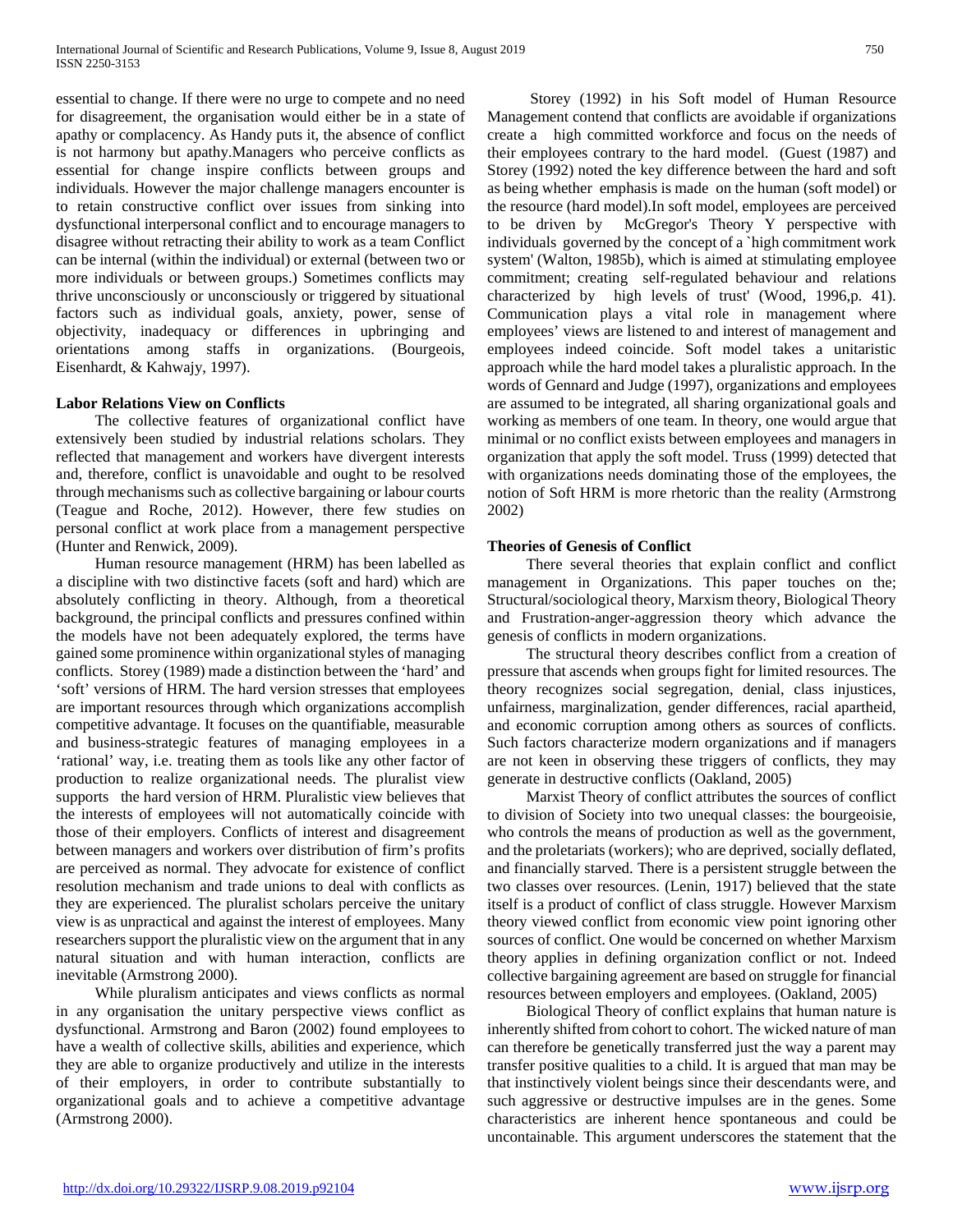essential to change. If there were no urge to compete and no need for disagreement, the organisation would either be in a state of apathy or complacency. As Handy puts it, the absence of conflict is not harmony but apathy.Managers who perceive conflicts as essential for change inspire conflicts between groups and individuals. However the major challenge managers encounter is to retain constructive conflict over issues from sinking into dysfunctional interpersonal conflict and to encourage managers to disagree without retracting their ability to work as a team Conflict can be internal (within the individual) or external (between two or more individuals or between groups.) Sometimes conflicts may thrive unconsciously or unconsciously or triggered by situational factors such as individual goals, anxiety, power, sense of objectivity, inadequacy or differences in upbringing and orientations among staffs in organizations. (Bourgeois, Eisenhardt, & Kahwajy, 1997).

**Labor Relations View on Conflicts**

The collective features of organizational conflict have extensively been studied by industrial relations scholars. They reflected that management and workers have divergent interests and, therefore, conflict is unavoidable and ought to be resolved through mechanisms such as collective bargaining or labour courts (Teague and Roche, 2012). However, there few studies on personal conflict at work place from a management perspective (Hunter and Renwick, 2009).

Human resource management (HRM) has been labelled as a discipline with two distinctive facets (soft and hard) which are absolutely conflicting in theory. Although, from a theoretical background, the principal conflicts and pressures confined within the models have not been adequately explored, the terms have gained some prominence within organizational styles of managing conflicts. Storey (1989) made a distinction between the 'hard' and 'soft' versions of HRM. The hard version stresses that employees are important resources through which organizations accomplish competitive advantage. It focuses on the quantifiable, measurable and business-strategic features of managing employees in a 'rational' way, i.e. treating them as tools like any other factor of production to realize organizational needs. The pluralist view supports the hard version of HRM. Pluralistic view believes that the interests of employees will not automatically coincide with those of their employers. Conflicts of interest and disagreement between managers and workers over distribution of firm's profits are perceived as normal. They advocate for existence of conflict resolution mechanism and trade unions to deal with conflicts as they are experienced. The pluralist scholars perceive the unitary view is as unpractical and against the interest of employees. Many researchers support the pluralistic view on the argument that in any natural situation and with human interaction, conflicts are inevitable (Armstrong 2000).

While pluralism anticipates and views conflicts as normal in any organisation the unitary perspective views conflict as dysfunctional. Armstrong and Baron (2002) found employees to have a wealth of collective skills, abilities and experience, which they are able to organize productively and utilize in the interests of their employers, in order to contribute substantially to organizational goals and to achieve a competitive advantage (Armstrong 2000).

Storey (1992) in his Soft model of Human Resource Management contend that conflicts are avoidable if organizations create a high committed workforce and focus on the needs of their employees contrary to the hard model. (Guest (1987) and Storey (1992) noted the key difference between the hard and soft as being whether emphasis is made on the human (soft model) or the resource (hard model).In soft model, employees are perceived to be driven by McGregor's Theory Y perspective with individuals governed by the concept of a `high commitment work system' (Walton, 1985b), which is aimed at stimulating employee commitment; creating self-regulated behaviour and relations characterized by high levels of trust' (Wood, 1996,p. 41). Communication plays a vital role in management where employees' views are listened to and interest of management and employees indeed coincide. Soft model takes a unitaristic approach while the hard model takes a pluralistic approach. In the words of Gennard and Judge (1997), organizations and employees are assumed to be integrated, all sharing organizational goals and working as members of one team. In theory, one would argue that minimal or no conflict exists between employees and managers in organization that apply the soft model. Truss (1999) detected that with organizations needs dominating those of the employees, the notion of Soft HRM is more rhetoric than the reality (Armstrong 2002)

**Theories of Genesis of Conflict**

There several theories that explain conflict and conflict management in Organizations. This paper touches on the; Structural/sociological theory, Marxism theory, Biological Theory and Frustration-anger-aggression theory which advance the genesis of conflicts in modern organizations.

The structural theory describes conflict from a creation of pressure that ascends when groups fight for limited resources. The theory recognizes social segregation, denial, class injustices, unfairness, marginalization, gender differences, racial apartheid, and economic corruption among others as sources of conflicts. Such factors characterize modern organizations and if managers are not keen in observing these triggers of conflicts, they may generate in destructive conflicts (Oakland, 2005)

Marxist Theory of conflict attributes the sources of conflict to division of Society into two unequal classes: the bourgeoisie, who controls the means of production as well as the government, and the proletariats (workers); who are deprived, socially deflated, and financially starved. There is a persistent struggle between the two classes over resources. (Lenin, 1917) believed that the state itself is a product of conflict of class struggle. However Marxism theory viewed conflict from economic view point ignoring other sources of conflict. One would be concerned on whether Marxism theory applies in defining organization conflict or not. Indeed collective bargaining agreement are based on struggle for financial resources between employers and employees. (Oakland, 2005)

Biological Theory of conflict explains that human nature is inherently shifted from cohort to cohort. The wicked nature of man can therefore be genetically transferred just the way a parent may transfer positive qualities to a child. It is argued that man may be that instinctively violent beings since their descendants were, and such aggressive or destructive impulses are in the genes. Some characteristics are inherent hence spontaneous and could be uncontainable. This argument underscores the statement that the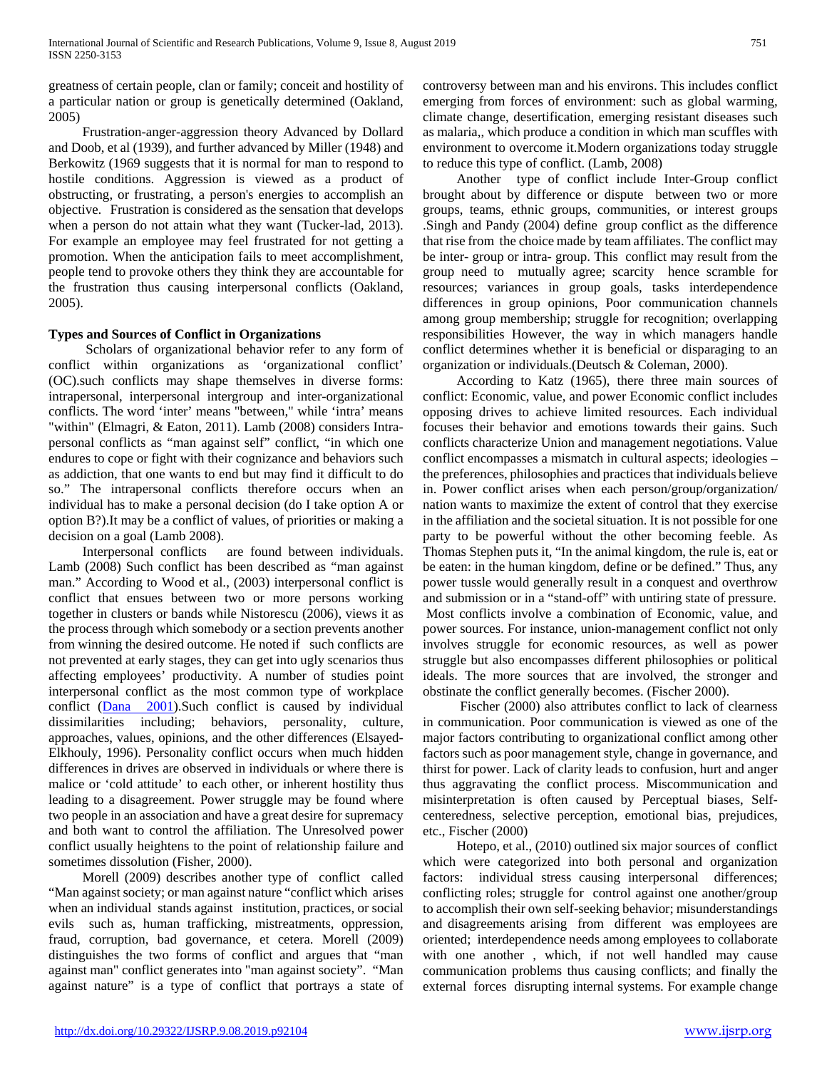greatness of certain people, clan or family; conceit and hostility of a particular nation or group is genetically determined (Oakland, 2005)

Frustration-anger-aggression theory Advanced by Dollard and Doob, et al (1939), and further advanced by Miller (1948) and Berkowitz (1969 suggests that it is normal for man to respond to hostile conditions. Aggression is viewed as a product of obstructing, or frustrating, a person's energies to accomplish an objective. Frustration is considered as the sensation that develops when a person do not attain what they want (Tucker-lad, 2013). For example an employee may feel frustrated for not getting a promotion. When the anticipation fails to meet accomplishment, people tend to provoke others they think they are accountable for the frustration thus causing interpersonal conflicts (Oakland, 2005).

### Types and Sources of Conflict in Organizations

Scholars of organizational behavior refer to any form of conflict within organizations as 'organizational conflict' (OC).such conflicts may shape themselves in diverse forms: intrapersonal, interpersonal intergroup and inter-organizational conflicts. The word 'inter' means "between," while 'intra' means "within" (Elmagri, & Eaton, 2011). Lamb (2008) considers Intrapersonal conflicts as "man against self" conflict, "in which one endures to cope or fight with their cognizance and behaviors such as addiction, that one wants to end but may find it difficult to do so." The intrapersonal conflicts therefore occurs when an individual has to make a personal decision (do I take option A or option B?).It may be a conflict of values, of priorities or making a decision on a goal (Lamb 2008).

Interpersonal conflicts are found between individuals. Lamb (2008) Such conflict has been described as "man against man." According to Wood et al., (2003) interpersonal conflict is conflict that ensues between two or more persons working together in clusters or bands while Nistorescu (2006), views it as the process through which somebody or a section prevents another from winning the desired outcome. He noted if such conflicts are not prevented at early stages, they can get into ugly scenarios thus affecting employees' productivity. A number of studies point interpersonal conflict as the most common type of workplace conflict (Dana 2001).Such conflict is caused by individual dissimilarities including; behaviors, personality, culture, approaches, values, opinions, and the other differences (Elsayed-Elkhouly, 1996). Personality conflict occurs when much hidden differences in drives are observed in individuals or where there is malice or 'cold attitude' to each other, or inherent hostility thus leading to a disagreement. Power struggle may be found where two people in an association and have a great desire for supremacy and both want to control the affiliation. The Unresolved power conflict usually heightens to the point of relationship failure and sometimes dissolution (Fisher, 2000).

Morell (2009) describes another type of conflict called "Man against society; or man against nature "conflict which arises when an individual stands against institution, practices, or social evils such as, human trafficking, mistreatments, oppression, fraud, corruption, bad governance, et cetera. Morell (2009) distinguishes the two forms of conflict and argues that "man against man" conflict generates into "man against society". "Man against nature" is a type of conflict that portrays a state of controversy between man and his environs. This includes conflict emerging from forces of environment: such as global warming, climate change, desertification, emerging resistant diseases such as malaria,, which produce a condition in which man scuffles with environment to overcome it.Modern organizations today struggle to reduce this type of conflict. (Lamb, 2008)

Another type of conflict include Inter-Group conflict brought about by difference or dispute between two or more groups, teams, ethnic groups, communities, or interest groups .Singh and Pandy (2004) define group conflict as the difference that rise from the choice made by team affiliates. The conflict may be inter- group or intra- group. This conflict may result from the group need to mutually agree; scarcity hence scramble for resources; variances in group goals, tasks interdependence differences in group opinions, Poor communication channels among group membership; struggle for recognition; overlapping responsibilities However, the way in which managers handle conflict determines whether it is beneficial or disparaging to an organization or individuals.(Deutsch & Coleman, 2000).

According to Katz (1965), there three main sources of conflict: Economic, value, and power Economic conflict includes opposing drives to achieve limited resources. Each individual focuses their behavior and emotions towards their gains. Such conflicts characterize Union and management negotiations. Value conflict encompasses a mismatch in cultural aspects; ideologies – the preferences, philosophies and practices that individuals believe in. Power conflict arises when each person/group/organization/ nation wants to maximize the extent of control that they exercise in the affiliation and the societal situation. It is not possible for one party to be powerful without the other becoming feeble. As Thomas Stephen puts it, "In the animal kingdom, the rule is, eat or be eaten: in the human kingdom, define or be defined." Thus, any power tussle would generally result in a conquest and overthrow and submission or in a "stand-off" with untiring state of pressure. Most conflicts involve a combination of Economic, value, and power sources. For instance, union-management conflict not only involves struggle for economic resources, as well as power struggle but also encompasses different philosophies or political ideals. The more sources that are involved, the stronger and obstinate the conflict generally becomes. (Fischer 2000).

Fischer (2000) also attributes conflict to lack of clearness in communication. Poor communication is viewed as one of the major factors contributing to organizational conflict among other factors such as poor management style, change in governance, and thirst for power. Lack of clarity leads to confusion, hurt and anger thus aggravating the conflict process. Miscommunication and misinterpretation is often caused by Perceptual biases, Self-centeredness, selective perception, emotional bias, prejudices, etc., Fischer (2000)

Hotepo, et al., (2010) outlined six major sources of conflict which were categorized into both personal and organization factors: individual stress causing interpersonal differences; conflicting roles; struggle for control against one another/group to accomplish their own self-seeking behavior; misunderstandings and disagreements arising from different was employees are oriented; interdependence needs among employees to collaborate with one another , which, if not well handled may cause communication problems thus causing conflicts; and finally the external forces disrupting internal systems. For example change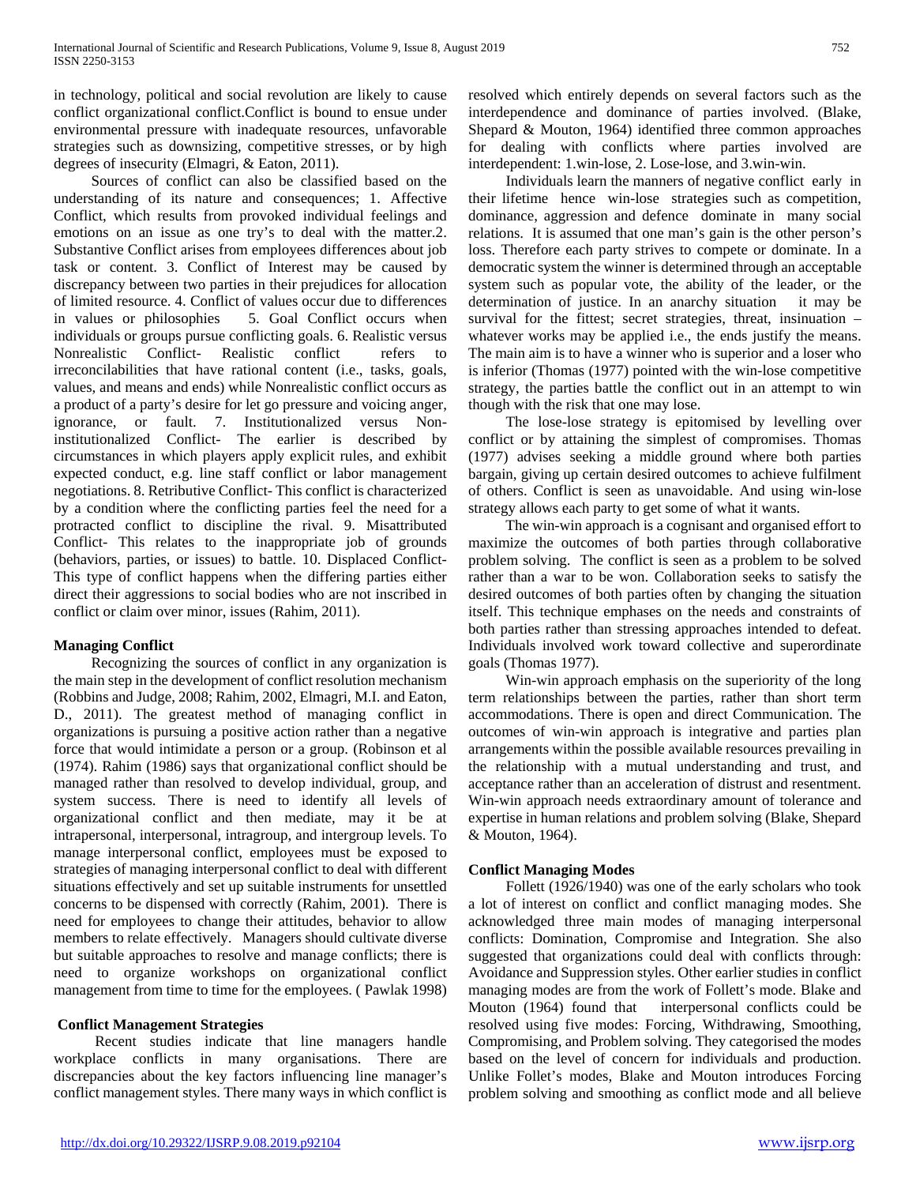in technology, political and social revolution are likely to cause conflict organizational conflict.Conflict is bound to ensue under environmental pressure with inadequate resources, unfavorable strategies such as downsizing, competitive stresses, or by high degrees of insecurity (Elmagri, & Eaton, 2011).

Sources of conflict can also be classified based on the understanding of its nature and consequences; 1. Affective Conflict, which results from provoked individual feelings and emotions on an issue as one try's to deal with the matter.2. Substantive Conflict arises from employees differences about job task or content. 3. Conflict of Interest may be caused by discrepancy between two parties in their prejudices for allocation of limited resource. 4. Conflict of values occur due to differences in values or philosophies 5. Goal Conflict occurs when individuals or groups pursue conflicting goals. 6. Realistic versus Nonrealistic Conflict- Realistic conflict refers to irreconcilabilities that have rational content (i.e., tasks, goals, values, and means and ends) while Nonrealistic conflict occurs as a product of a party's desire for let go pressure and voicing anger, ignorance, or fault. 7. Institutionalized versus Non-institutionalized Conflict- The earlier is described by circumstances in which players apply explicit rules, and exhibit expected conduct, e.g. line staff conflict or labor management negotiations. 8. Retributive Conflict- This conflict is characterized by a condition where the conflicting parties feel the need for a protracted conflict to discipline the rival. 9. Misattributed Conflict- This relates to the inappropriate job of grounds (behaviors, parties, or issues) to battle. 10. Displaced Conflict- This type of conflict happens when the differing parties either direct their aggressions to social bodies who are not inscribed in conflict or claim over minor, issues (Rahim, 2011).

**Managing Conflict**

Recognizing the sources of conflict in any organization is the main step in the development of conflict resolution mechanism (Robbins and Judge, 2008; Rahim, 2002, Elmagri, M.I. and Eaton, D., 2011). The greatest method of managing conflict in organizations is pursuing a positive action rather than a negative force that would intimidate a person or a group. (Robinson et al (1974). Rahim (1986) says that organizational conflict should be managed rather than resolved to develop individual, group, and system success. There is need to identify all levels of organizational conflict and then mediate, may it be at intrapersonal, interpersonal, intragroup, and intergroup levels. To manage interpersonal conflict, employees must be exposed to strategies of managing interpersonal conflict to deal with different situations effectively and set up suitable instruments for unsettled concerns to be dispensed with correctly (Rahim, 2001). There is need for employees to change their attitudes, behavior to allow members to relate effectively. Managers should cultivate diverse but suitable approaches to resolve and manage conflicts; there is need to organize workshops on organizational conflict management from time to time for the employees. ( Pawlak 1998)

**Conflict Management Strategies**

Recent studies indicate that line managers handle workplace conflicts in many organisations. There are discrepancies about the key factors influencing line manager's conflict management styles. There many ways in which conflict is resolved which entirely depends on several factors such as the interdependence and dominance of parties involved. (Blake, Shepard & Mouton, 1964) identified three common approaches for dealing with conflicts where parties involved are interdependent: 1.win-lose, 2. Lose-lose, and 3.win-win.

Individuals learn the manners of negative conflict early in their lifetime hence win-lose strategies such as competition, dominance, aggression and defence dominate in many social relations. It is assumed that one man's gain is the other person's loss. Therefore each party strives to compete or dominate. In a democratic system the winner is determined through an acceptable system such as popular vote, the ability of the leader, or the determination of justice. In an anarchy situation it may be survival for the fittest; secret strategies, threat, insinuation – whatever works may be applied i.e., the ends justify the means. The main aim is to have a winner who is superior and a loser who is inferior (Thomas (1977) pointed with the win-lose competitive strategy, the parties battle the conflict out in an attempt to win though with the risk that one may lose.

The lose-lose strategy is epitomised by levelling over conflict or by attaining the simplest of compromises. Thomas (1977) advises seeking a middle ground where both parties bargain, giving up certain desired outcomes to achieve fulfilment of others. Conflict is seen as unavoidable. And using win-lose strategy allows each party to get some of what it wants.

The win-win approach is a cognisant and organised effort to maximize the outcomes of both parties through collaborative problem solving. The conflict is seen as a problem to be solved rather than a war to be won. Collaboration seeks to satisfy the desired outcomes of both parties often by changing the situation itself. This technique emphases on the needs and constraints of both parties rather than stressing approaches intended to defeat. Individuals involved work toward collective and superordinate goals (Thomas 1977).

Win-win approach emphasis on the superiority of the long term relationships between the parties, rather than short term accommodations. There is open and direct Communication. The outcomes of win-win approach is integrative and parties plan arrangements within the possible available resources prevailing in the relationship with a mutual understanding and trust, and acceptance rather than an acceleration of distrust and resentment. Win-win approach needs extraordinary amount of tolerance and expertise in human relations and problem solving (Blake, Shepard & Mouton, 1964).

**Conflict Managing Modes**

Follett (1926/1940) was one of the early scholars who took a lot of interest on conflict and conflict managing modes. She acknowledged three main modes of managing interpersonal conflicts: Domination, Compromise and Integration. She also suggested that organizations could deal with conflicts through: Avoidance and Suppression styles. Other earlier studies in conflict managing modes are from the work of Follett's mode. Blake and Mouton (1964) found that interpersonal conflicts could be resolved using five modes: Forcing, Withdrawing, Smoothing, Compromising, and Problem solving. They categorised the modes based on the level of concern for individuals and production. Unlike Follet's modes, Blake and Mouton introduces Forcing problem solving and smoothing as conflict mode and all believe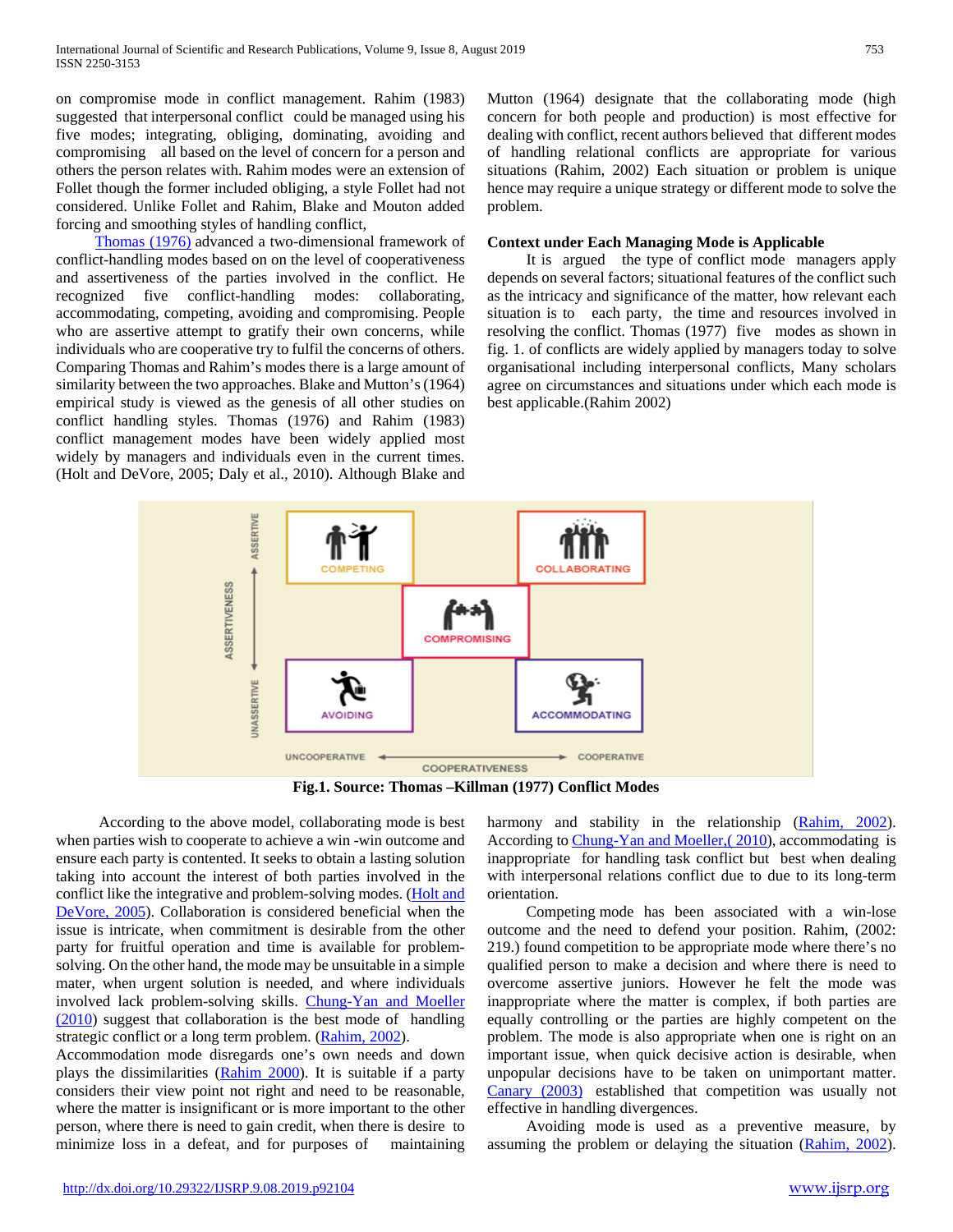on compromise mode in conflict management. Rahim (1983) suggested that interpersonal conflict could be managed using his five modes; integrating, obliging, dominating, avoiding and compromising all based on the level of concern for a person and others the person relates with. Rahim modes were an extension of Follet though the former included obliging, a style Follet had not considered. Unlike Follet and Rahim, Blake and Mouton added forcing and smoothing styles of handling conflict,

Thomas (1976) advanced a two-dimensional framework of conflict-handling modes based on on the level of cooperativeness and assertiveness of the parties involved in the conflict. He recognized five conflict-handling modes: collaborating, accommodating, competing, avoiding and compromising. People who are assertive attempt to gratify their own concerns, while individuals who are cooperative try to fulfil the concerns of others. Comparing Thomas and Rahim's modes there is a large amount of similarity between the two approaches. Blake and Mutton's (1964) empirical study is viewed as the genesis of all other studies on conflict handling styles. Thomas (1976) and Rahim (1983) conflict management modes have been widely applied most widely by managers and individuals even in the current times. (Holt and DeVore, 2005; Daly et al., 2010). Although Blake and Mutton (1964) designate that the collaborating mode (high concern for both people and production) is most effective for dealing with conflict, recent authors believed that different modes of handling relational conflicts are appropriate for various situations (Rahim, 2002) Each situation or problem is unique hence may require a unique strategy or different mode to solve the problem.

**Context under Each Managing Mode is Applicable**

It is argued the type of conflict mode managers apply depends on several factors; situational features of the conflict such as the intricacy and significance of the matter, how relevant each situation is to each party, the time and resources involved in resolving the conflict. Thomas (1977) five modes as shown in fig. 1. of conflicts are widely applied by managers today to solve organisational including interpersonal conflicts, Many scholars agree on circumstances and situations under which each mode is best applicable.(Rahim 2002)

| ASSERTIVENESS | | | |
|---|---|---|---|
| ASSERTIVE | COMPETING | | COLLABORATING |
| | | COMPROMISING | |
| UNASSERTIVE | AVOIDING | | ACCOMMODATING |
| | UNCOOPERATIVE | COOPERATIVENESS | COOPERATIVE |

**Fig.1. Source: Thomas –Killman (1977) Conflict Modes**

According to the above model, collaborating mode is best when parties wish to cooperate to achieve a win -win outcome and ensure each party is contented. It seeks to obtain a lasting solution taking into account the interest of both parties involved in the conflict like the integrative and problem-solving modes. (Holt and DeVore, 2005). Collaboration is considered beneficial when the issue is intricate, when commitment is desirable from the other party for fruitful operation and time is available for problem-solving. On the other hand, the mode may be unsuitable in a simple mater, when urgent solution is needed, and where individuals involved lack problem-solving skills. Chung-Yan and Moeller (2010) suggest that collaboration is the best mode of handling strategic conflict or a long term problem. (Rahim, 2002).

Accommodation mode disregards one's own needs and down plays the dissimilarities (Rahim 2000). It is suitable if a party considers their view point not right and need to be reasonable, where the matter is insignificant or is more important to the other person, where there is need to gain credit, when there is desire to minimize loss in a defeat, and for purposes of maintaining harmony and stability in the relationship (Rahim, 2002). According to Chung-Yan and Moeller,( 2010), accommodating is inappropriate for handling task conflict but best when dealing with interpersonal relations conflict due to due to its long-term orientation.

Competing mode has been associated with a win-lose outcome and the need to defend your position. Rahim, (2002: 219.) found competition to be appropriate mode where there's no qualified person to make a decision and where there is need to overcome assertive juniors. However he felt the mode was inappropriate where the matter is complex, if both parties are equally controlling or the parties are highly competent on the problem. The mode is also appropriate when one is right on an important issue, when quick decisive action is desirable, when unpopular decisions have to be taken on unimportant matter. Canary (2003) established that competition was usually not effective in handling divergences.

Avoiding mode is used as a preventive measure, by assuming the problem or delaying the situation (Rahim, 2002).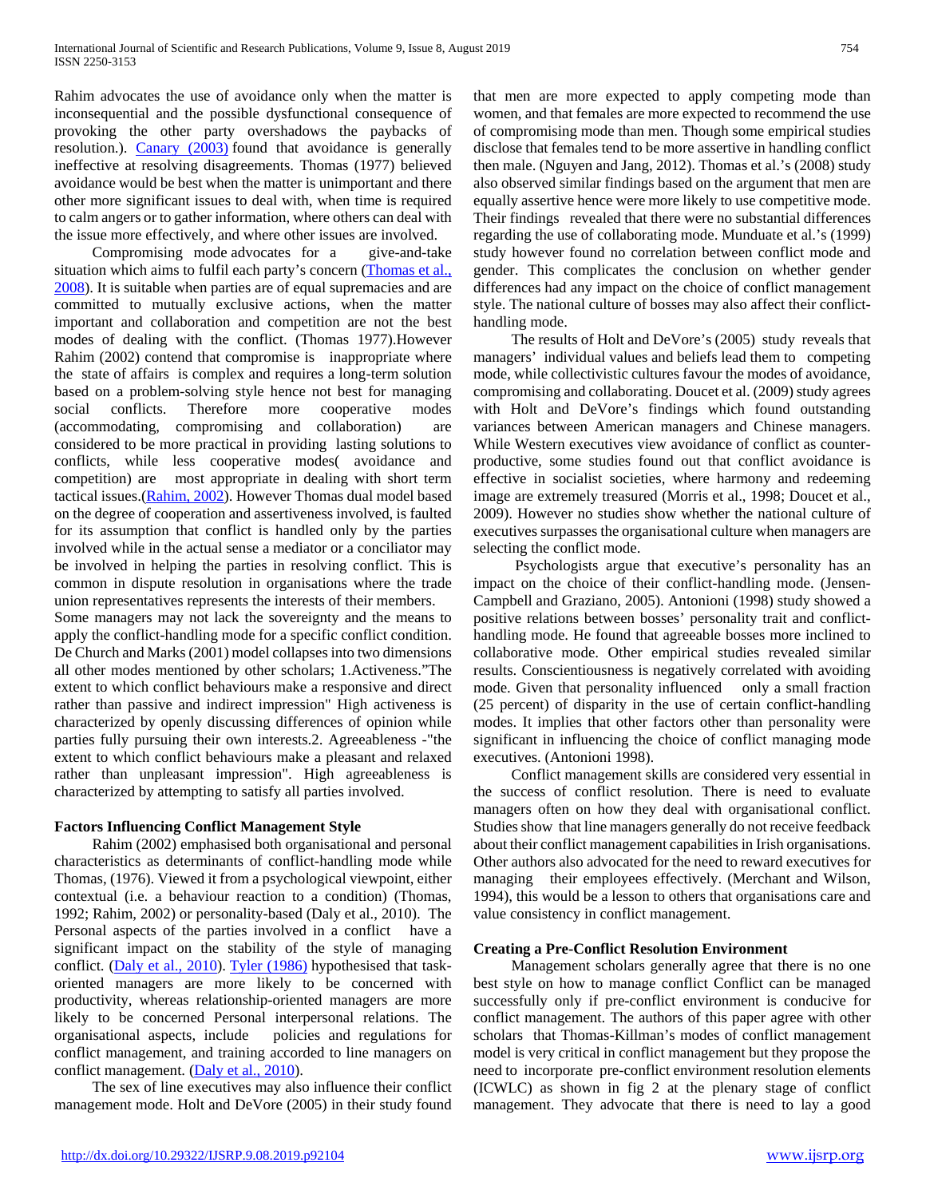Rahim advocates the use of avoidance only when the matter is inconsequential and the possible dysfunctional consequence of provoking the other party overshadows the paybacks of resolution.). Canary (2003) found that avoidance is generally ineffective at resolving disagreements. Thomas (1977) believed avoidance would be best when the matter is unimportant and there other more significant issues to deal with, when time is required to calm angers or to gather information, where others can deal with the issue more effectively, and where other issues are involved.

Compromising mode advocates for a give-and-take situation which aims to fulfil each party's concern (Thomas et al., 2008). It is suitable when parties are of equal supremacies and are committed to mutually exclusive actions, when the matter important and collaboration and competition are not the best modes of dealing with the conflict. (Thomas 1977).However Rahim (2002) contend that compromise is inappropriate where the state of affairs is complex and requires a long-term solution based on a problem-solving style hence not best for managing social conflicts. Therefore more cooperative modes (accommodating, compromising and collaboration) are considered to be more practical in providing lasting solutions to conflicts, while less cooperative modes( avoidance and competition) are most appropriate in dealing with short term tactical issues.(Rahim, 2002). However Thomas dual model based on the degree of cooperation and assertiveness involved, is faulted for its assumption that conflict is handled only by the parties involved while in the actual sense a mediator or a conciliator may be involved in helping the parties in resolving conflict. This is common in dispute resolution in organisations where the trade union representatives represents the interests of their members.
Some managers may not lack the sovereignty and the means to apply the conflict-handling mode for a specific conflict condition. De Church and Marks (2001) model collapses into two dimensions all other modes mentioned by other scholars; 1.Activeness."The extent to which conflict behaviours make a responsive and direct rather than passive and indirect impression" High activeness is characterized by openly discussing differences of opinion while parties fully pursuing their own interests.2. Agreeableness -"the extent to which conflict behaviours make a pleasant and relaxed rather than unpleasant impression". High agreeableness is characterized by attempting to satisfy all parties involved.

### Factors Influencing Conflict Management Style

Rahim (2002) emphasised both organisational and personal characteristics as determinants of conflict-handling mode while Thomas, (1976). Viewed it from a psychological viewpoint, either contextual (i.e. a behaviour reaction to a condition) (Thomas, 1992; Rahim, 2002) or personality-based (Daly et al., 2010). The Personal aspects of the parties involved in a conflict have a significant impact on the stability of the style of managing conflict. (Daly et al., 2010). Tyler (1986) hypothesised that task-oriented managers are more likely to be concerned with productivity, whereas relationship-oriented managers are more likely to be concerned Personal interpersonal relations. The organisational aspects, include policies and regulations for conflict management, and training accorded to line managers on conflict management. (Daly et al., 2010).

The sex of line executives may also influence their conflict management mode. Holt and DeVore (2005) in their study found that men are more expected to apply competing mode than women, and that females are more expected to recommend the use of compromising mode than men. Though some empirical studies disclose that females tend to be more assertive in handling conflict then male. (Nguyen and Jang, 2012). Thomas et al.'s (2008) study also observed similar findings based on the argument that men are equally assertive hence were more likely to use competitive mode. Their findings revealed that there were no substantial differences regarding the use of collaborating mode. Munduate et al.'s (1999) study however found no correlation between conflict mode and gender. This complicates the conclusion on whether gender differences had any impact on the choice of conflict management style. The national culture of bosses may also affect their conflict-handling mode.

The results of Holt and DeVore's (2005) study reveals that managers' individual values and beliefs lead them to competing mode, while collectivistic cultures favour the modes of avoidance, compromising and collaborating. Doucet et al. (2009) study agrees with Holt and DeVore's findings which found outstanding variances between American managers and Chinese managers. While Western executives view avoidance of conflict as counter-productive, some studies found out that conflict avoidance is effective in socialist societies, where harmony and redeeming image are extremely treasured (Morris et al., 1998; Doucet et al., 2009). However no studies show whether the national culture of executives surpasses the organisational culture when managers are selecting the conflict mode.

Psychologists argue that executive's personality has an impact on the choice of their conflict-handling mode. (Jensen-Campbell and Graziano, 2005). Antonioni (1998) study showed a positive relations between bosses' personality trait and conflict-handling mode. He found that agreeable bosses more inclined to collaborative mode. Other empirical studies revealed similar results. Conscientiousness is negatively correlated with avoiding mode. Given that personality influenced only a small fraction (25 percent) of disparity in the use of certain conflict-handling modes. It implies that other factors other than personality were significant in influencing the choice of conflict managing mode executives. (Antonioni 1998).

Conflict management skills are considered very essential in the success of conflict resolution. There is need to evaluate managers often on how they deal with organisational conflict. Studies show that line managers generally do not receive feedback about their conflict management capabilities in Irish organisations. Other authors also advocated for the need to reward executives for managing their employees effectively. (Merchant and Wilson, 1994), this would be a lesson to others that organisations care and value consistency in conflict management.

### Creating a Pre-Conflict Resolution Environment

Management scholars generally agree that there is no one best style on how to manage conflict Conflict can be managed successfully only if pre-conflict environment is conducive for conflict management. The authors of this paper agree with other scholars that Thomas-Killman's modes of conflict management model is very critical in conflict management but they propose the need to incorporate pre-conflict environment resolution elements (ICWLC) as shown in fig 2 at the plenary stage of conflict management. They advocate that there is need to lay a good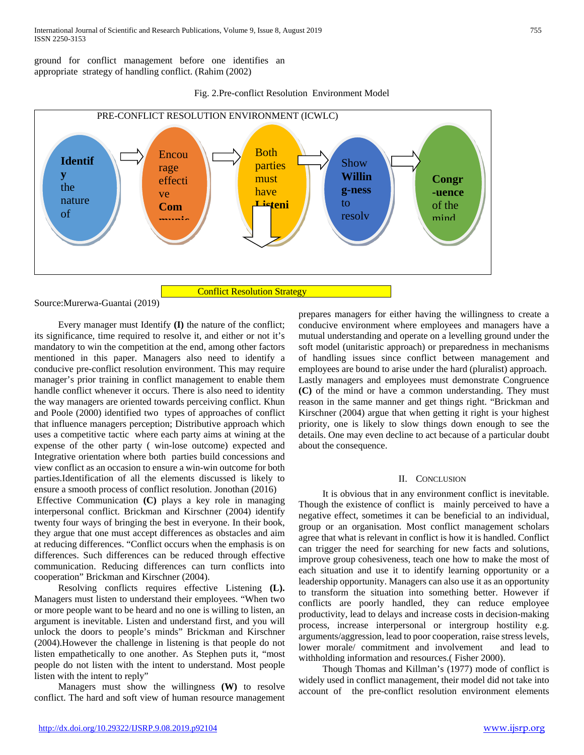ground for conflict management before one identifies an appropriate strategy of handling conflict. (Rahim (2002)

Fig. 2.Pre-conflict Resolution Environment Model

PRE-CONFLICT RESOLUTION ENVIRONMENT (ICWLC)

**Identify** the nature of → Encourage effective **Communic** → Both parties must have **Listeni** → Show **Willin g-ness** to resolv → **Congr-uence** of the mind

Conflict Resolution Strategy

Source:Murerwa-Guantai (2019)

Every manager must Identify **(I)** the nature of the conflict; its significance, time required to resolve it, and either or not it's mandatory to win the competition at the end, among other factors mentioned in this paper. Managers also need to identify a conducive pre-conflict resolution environment. This may require manager's prior training in conflict management to enable them handle conflict whenever it occurs. There is also need to identity the way managers are oriented towards perceiving conflict. Khun and Poole (2000) identified two types of approaches of conflict that influence managers perception; Distributive approach which uses a competitive tactic where each party aims at wining at the expense of the other party ( win-lose outcome) expected and Integrative orientation where both parties build concessions and view conflict as an occasion to ensure a win-win outcome for both parties.Identification of all the elements discussed is likely to ensure a smooth process of conflict resolution. Jonothan (2016)

Effective Communication **(C)** plays a key role in managing interpersonal conflict. Brickman and Kirschner (2004) identify twenty four ways of bringing the best in everyone. In their book, they argue that one must accept differences as obstacles and aim at reducing differences. "Conflict occurs when the emphasis is on differences. Such differences can be reduced through effective communication. Reducing differences can turn conflicts into cooperation" Brickman and Kirschner (2004).

Resolving conflicts requires effective Listening **(L).** Managers must listen to understand their employees. "When two or more people want to be heard and no one is willing to listen, an argument is inevitable. Listen and understand first, and you will unlock the doors to people's minds" Brickman and Kirschner (2004).However the challenge in listening is that people do not listen empathetically to one another. As Stephen puts it, "most people do not listen with the intent to understand. Most people listen with the intent to reply"

Managers must show the willingness **(W)** to resolve conflict. The hard and soft view of human resource management prepares managers for either having the willingness to create a conducive environment where employees and managers have a mutual understanding and operate on a levelling ground under the soft model (unitaristic approach) or preparedness in mechanisms of handling issues since conflict between management and employees are bound to arise under the hard (pluralist) approach.

Lastly managers and employees must demonstrate Congruence **(C)** of the mind or have a common understanding. They must reason in the same manner and get things right. "Brickman and Kirschner (2004) argue that when getting it right is your highest priority, one is likely to slow things down enough to see the details. One may even decline to act because of a particular doubt about the consequence.

## II. Conclusion

It is obvious that in any environment conflict is inevitable. Though the existence of conflict is mainly perceived to have a negative effect, sometimes it can be beneficial to an individual, group or an organisation. Most conflict management scholars agree that what is relevant in conflict is how it is handled. Conflict can trigger the need for searching for new facts and solutions, improve group cohesiveness, teach one how to make the most of each situation and use it to identify learning opportunity or a leadership opportunity. Managers can also use it as an opportunity to transform the situation into something better. However if conflicts are poorly handled, they can reduce employee productivity, lead to delays and increase costs in decision-making process, increase interpersonal or intergroup hostility e.g. arguments/aggression, lead to poor cooperation, raise stress levels, lower morale/ commitment and involvement and lead to withholding information and resources.( Fisher 2000).

Though Thomas and Killman's (1977) mode of conflict is widely used in conflict management, their model did not take into account of the pre-conflict resolution environment elements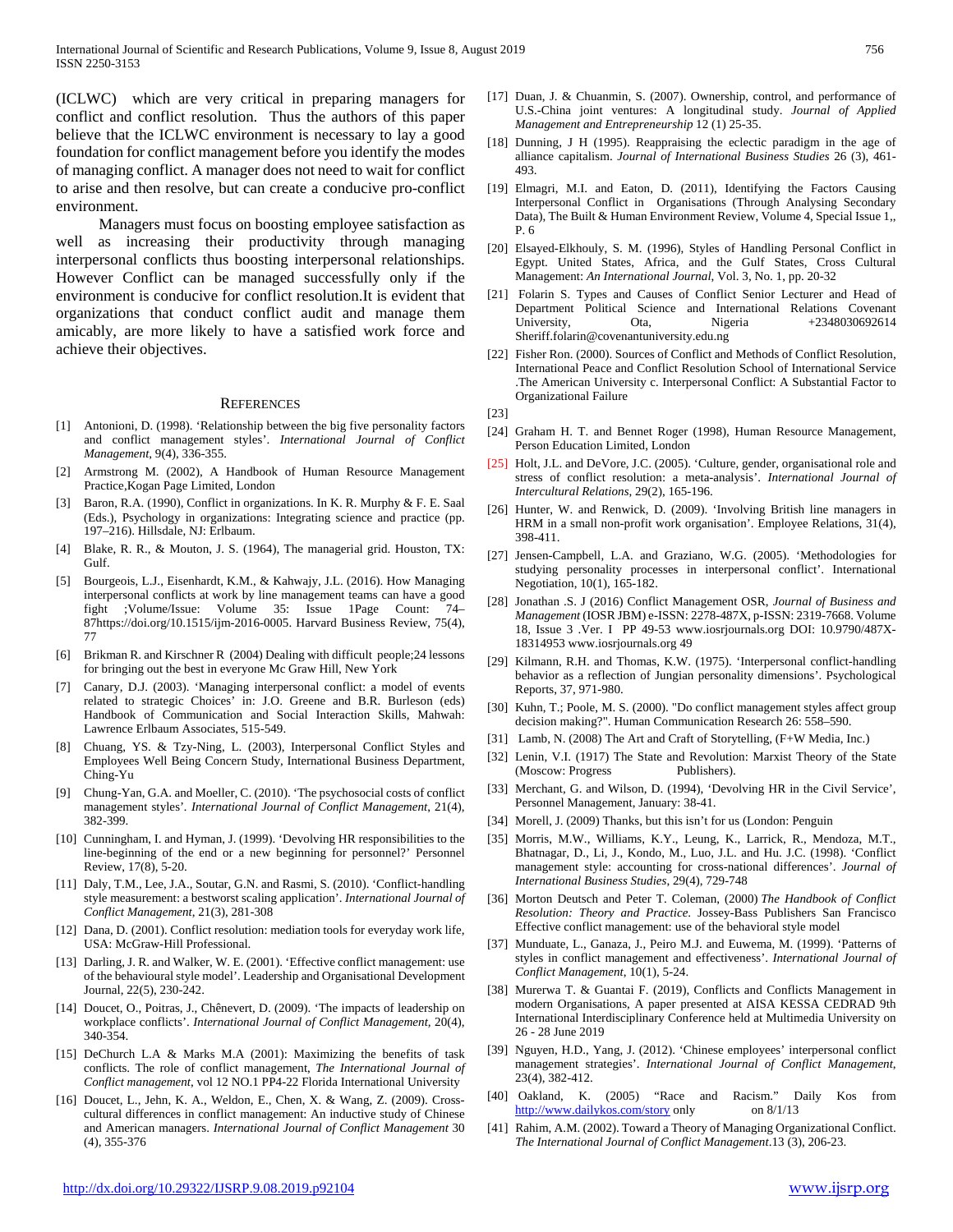(ICLWC) which are very critical in preparing managers for conflict and conflict resolution. Thus the authors of this paper believe that the ICLWC environment is necessary to lay a good foundation for conflict management before you identify the modes of managing conflict. A manager does not need to wait for conflict to arise and then resolve, but can create a conducive pro-conflict environment.

Managers must focus on boosting employee satisfaction as well as increasing their productivity through managing interpersonal conflicts thus boosting interpersonal relationships. However Conflict can be managed successfully only if the environment is conducive for conflict resolution.It is evident that organizations that conduct conflict audit and manage them amicably, are more likely to have a satisfied work force and achieve their objectives.

## References

[1] Antonioni, D. (1998). 'Relationship between the big five personality factors and conflict management styles'. *International Journal of Conflict Management*, 9(4), 336-355.

[2] Armstrong M. (2002), A Handbook of Human Resource Management Practice,Kogan Page Limited, London

[3] Baron, R.A. (1990), Conflict in organizations. In K. R. Murphy & F. E. Saal (Eds.), Psychology in organizations: Integrating science and practice (pp. 197–216). Hillsdale, NJ: Erlbaum.

[4] Blake, R. R., & Mouton, J. S. (1964), The managerial grid. Houston, TX: Gulf.

[5] Bourgeois, L.J., Eisenhardt, K.M., & Kahwajy, J.L. (2016). How Managing interpersonal conflicts at work by line management teams can have a good fight ;Volume/Issue: Volume 35: Issue 1Page Count: 74–87https://doi.org/10.1515/ijm-2016-0005. Harvard Business Review, 75(4), 77

[6] Brikman R. and Kirschner R (2004) Dealing with difficult people;24 lessons for bringing out the best in everyone Mc Graw Hill, New York

[7] Canary, D.J. (2003). 'Managing interpersonal conflict: a model of events related to strategic Choices' in: J.O. Greene and B.R. Burleson (eds) Handbook of Communication and Social Interaction Skills, Mahwah: Lawrence Erlbaum Associates, 515-549.

[8] Chuang, YS. & Tzy-Ning, L. (2003), Interpersonal Conflict Styles and Employees Well Being Concern Study, International Business Department, Ching-Yu

[9] Chung-Yan, G.A. and Moeller, C. (2010). 'The psychosocial costs of conflict management styles'. *International Journal of Conflict Management*, 21(4), 382-399.

[10] Cunningham, I. and Hyman, J. (1999). 'Devolving HR responsibilities to the line-beginning of the end or a new beginning for personnel?' Personnel Review, 17(8), 5-20.

[11] Daly, T.M., Lee, J.A., Soutar, G.N. and Rasmi, S. (2010). 'Conflict-handling style measurement: a bestworst scaling application'. *International Journal of Conflict Management*, 21(3), 281-308

[12] Dana, D. (2001). Conflict resolution: mediation tools for everyday work life, USA: McGraw-Hill Professional.

[13] Darling, J. R. and Walker, W. E. (2001). 'Effective conflict management: use of the behavioural style model'. Leadership and Organisational Development Journal, 22(5), 230-242.

[14] Doucet, O., Poitras, J., Chênevert, D. (2009). 'The impacts of leadership on workplace conflicts'. *International Journal of Conflict Management*, 20(4), 340-354.

[15] DeChurch L.A & Marks M.A (2001): Maximizing the benefits of task conflicts. The role of conflict management, *The International Journal of Conflict management*, vol 12 NO.1 PP4-22 Florida International University

[16] Doucet, L., Jehn, K. A., Weldon, E., Chen, X. & Wang, Z. (2009). Cross-cultural differences in conflict management: An inductive study of Chinese and American managers. *International Journal of Conflict Management* 30 (4), 355-376

[17] Duan, J. & Chuanmin, S. (2007). Ownership, control, and performance of U.S.-China joint ventures: A longitudinal study. *Journal of Applied Management and Entrepreneurship* 12 (1) 25-35.

[18] Dunning, J H (1995). Reappraising the eclectic paradigm in the age of alliance capitalism. *Journal of International Business Studies* 26 (3), 461-493.

[19] Elmagri, M.I. and Eaton, D. (2011), Identifying the Factors Causing Interpersonal Conflict in Organisations (Through Analysing Secondary Data), The Built & Human Environment Review, Volume 4, Special Issue 1,, P. 6

[20] Elsayed-Elkhouly, S. M. (1996), Styles of Handling Personal Conflict in Egypt. United States, Africa, and the Gulf States, Cross Cultural Management: *An International Journal*, Vol. 3, No. 1, pp. 20-32

[21] Folarin S. Types and Causes of Conflict Senior Lecturer and Head of Department Political Science and International Relations Covenant University, Ota, Nigeria +2348030692614 Sheriff.folarin@covenantuniversity.edu.ng

[22] Fisher Ron. (2000). Sources of Conflict and Methods of Conflict Resolution, International Peace and Conflict Resolution School of International Service .The American University c. Interpersonal Conflict: A Substantial Factor to Organizational Failure

[23]

[24] Graham H. T. and Bennet Roger (1998), Human Resource Management, Person Education Limited, London

[25] Holt, J.L. and DeVore, J.C. (2005). 'Culture, gender, organisational role and stress of conflict resolution: a meta-analysis'. *International Journal of Intercultural Relations*, 29(2), 165-196.

[26] Hunter, W. and Renwick, D. (2009). 'Involving British line managers in HRM in a small non-profit work organisation'. Employee Relations, 31(4), 398-411.

[27] Jensen-Campbell, L.A. and Graziano, W.G. (2005). 'Methodologies for studying personality processes in interpersonal conflict'. International Negotiation, 10(1), 165-182.

[28] Jonathan .S. J (2016) Conflict Management OSR, *Journal of Business and Management* (IOSR JBM) e-ISSN: 2278-487X, p-ISSN: 2319-7668. Volume 18, Issue 3 .Ver. I PP 49-53 www.iosrjournals.org DOI: 10.9790/487X-18314953 www.iosrjournals.org 49

[29] Kilmann, R.H. and Thomas, K.W. (1975). 'Interpersonal conflict-handling behavior as a reflection of Jungian personality dimensions'. Psychological Reports, 37, 971-980.

[30] Kuhn, T.; Poole, M. S. (2000). "Do conflict management styles affect group decision making?". Human Communication Research 26: 558–590.

[31] Lamb, N. (2008) The Art and Craft of Storytelling, (F+W Media, Inc.)

[32] Lenin, V.I. (1917) The State and Revolution: Marxist Theory of the State (Moscow: Progress Publishers).

[33] Merchant, G. and Wilson, D. (1994), 'Devolving HR in the Civil Service', Personnel Management, January: 38-41.

[34] Morell, J. (2009) Thanks, but this isn't for us (London: Penguin

[35] Morris, M.W., Williams, K.Y., Leung, K., Larrick, R., Mendoza, M.T., Bhatnagar, D., Li, J., Kondo, M., Luo, J.L. and Hu. J.C. (1998). 'Conflict management style: accounting for cross-national differences'. *Journal of International Business Studies*, 29(4), 729-748

[36] Morton Deutsch and Peter T. Coleman, (2000) *The Handbook of Conflict Resolution: Theory and Practice.* Jossey-Bass Publishers San Francisco Effective conflict management: use of the behavioral style model

[37] Munduate, L., Ganaza, J., Peiro M.J. and Euwema, M. (1999). 'Patterns of styles in conflict management and effectiveness'. *International Journal of Conflict Management*, 10(1), 5-24.

[38] Murerwa T. & Guantai F. (2019), Conflicts and Conflicts Management in modern Organisations, A paper presented at AISA KESSA CEDRAD 9th International Interdisciplinary Conference held at Multimedia University on 26 - 28 June 2019

[39] Nguyen, H.D., Yang, J. (2012). 'Chinese employees' interpersonal conflict management strategies'. *International Journal of Conflict Management*, 23(4), 382-412.

[40] Oakland, K. (2005) "Race and Racism." Daily Kos from http://www.dailykos.com/story only on 8/1/13

[41] Rahim, A.M. (2002). Toward a Theory of Managing Organizational Conflict. *The International Journal of Conflict Management*.13 (3), 206-23.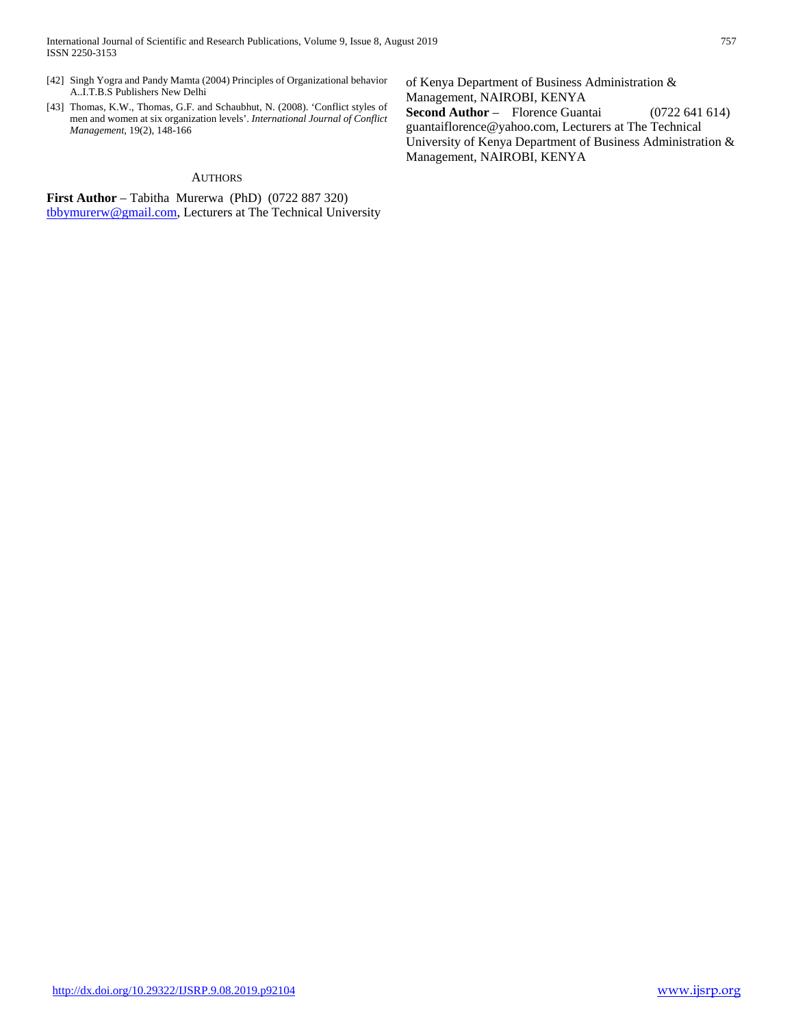[42] Singh Yogra and Pandy Mamta (2004) Principles of Organizational behavior A..I.T.B.S Publishers New Delhi

[43] Thomas, K.W., Thomas, G.F. and Schaubhut, N. (2008). 'Conflict styles of men and women at six organization levels'. *International Journal of Conflict Management*, 19(2), 148-166

## AUTHORS

**First Author** – Tabitha Murerwa (PhD) (0722 887 320) tbbymurerw@gmail.com, Lecturers at The Technical University of Kenya Department of Business Administration & Management, NAIROBI, KENYA

**Second Author** – Florence Guantai (0722 641 614) guantaiflorence@yahoo.com, Lecturers at The Technical University of Kenya Department of Business Administration & Management, NAIROBI, KENYA